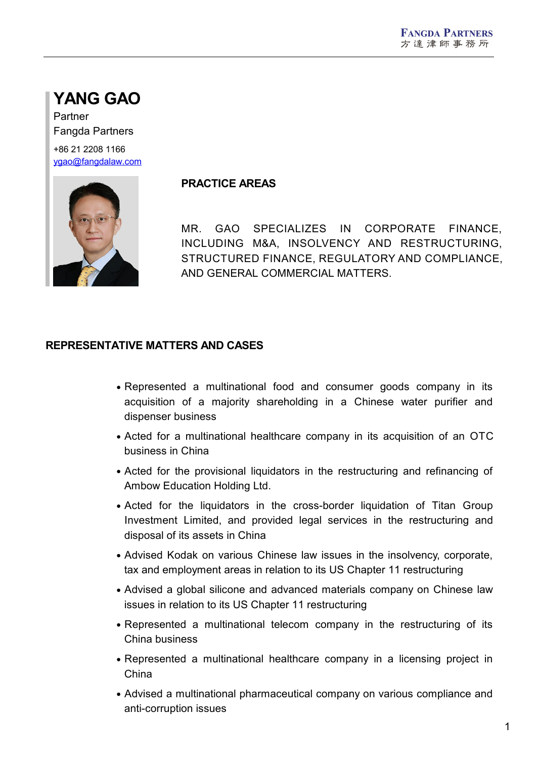# YANG GAO

Partner

Fangda Partners

+86 21 2208 1166

ygao@fangdalaw.com

## PRACTICE AREAS

MR. GAO SPECIALIZES IN CORPORATE FINANCE, INCLUDING M&A, INSOLVENCY AND RESTRUCTURING, STRUCTURED FINANCE, REGULATORY AND COMPLIANCE, AND GENERAL COMMERCIAL MATTERS.

## REPRESENTATIVE MATTERS AND CASES

- Represented a multinational food and consumer goods company in its acquisition of a majority shareholding in a Chinese water purifier and dispenser business
- Acted for a multinational healthcare company in its acquisition of an OTC business in China
- Acted for the provisional liquidators in the restructuring and refinancing of Ambow Education Holding Ltd.
- Acted for the liquidators in the cross-border liquidation of Titan Group Investment Limited, and provided legal services in the restructuring and disposal of its assets in China
- Advised Kodak on various Chinese law issues in the insolvency, corporate, tax and employment areas in relation to its US Chapter 11 restructuring
- Advised a global silicone and advanced materials company on Chinese law issues in relation to its US Chapter 11 restructuring
- Represented a multinational telecom company in the restructuring of its China business
- Represented a multinational healthcare company in a licensing project in China
- Advised a multinational pharmaceutical company on various compliance and anti-corruption issues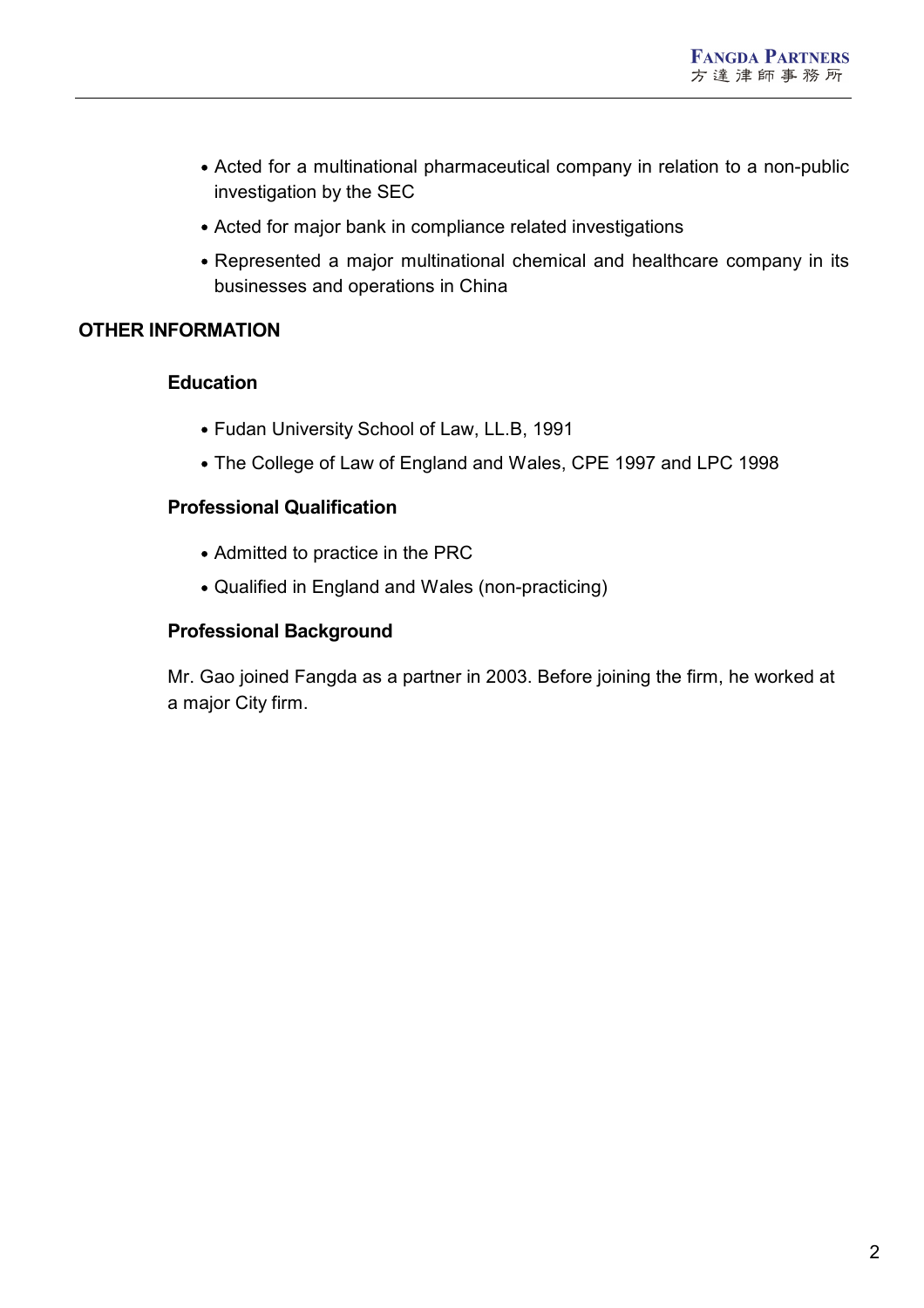- Acted for a multinational pharmaceutical company in relation to a non-public investigation by the SEC
- Acted for major bank in compliance related investigations
- Represented a major multinational chemical and healthcare company in its businesses and operations in China

## OTHER INFORMATION

### Education

- Fudan University School of Law, LL.B, 1991
- The College of Law of England and Wales, CPE 1997 and LPC 1998

### Professional Qualification

- Admitted to practice in the PRC
- Qualified in England and Wales (non-practicing)

### Professional Background

Mr. Gao joined Fangda as a partner in 2003. Before joining the firm, he worked at a major City firm.